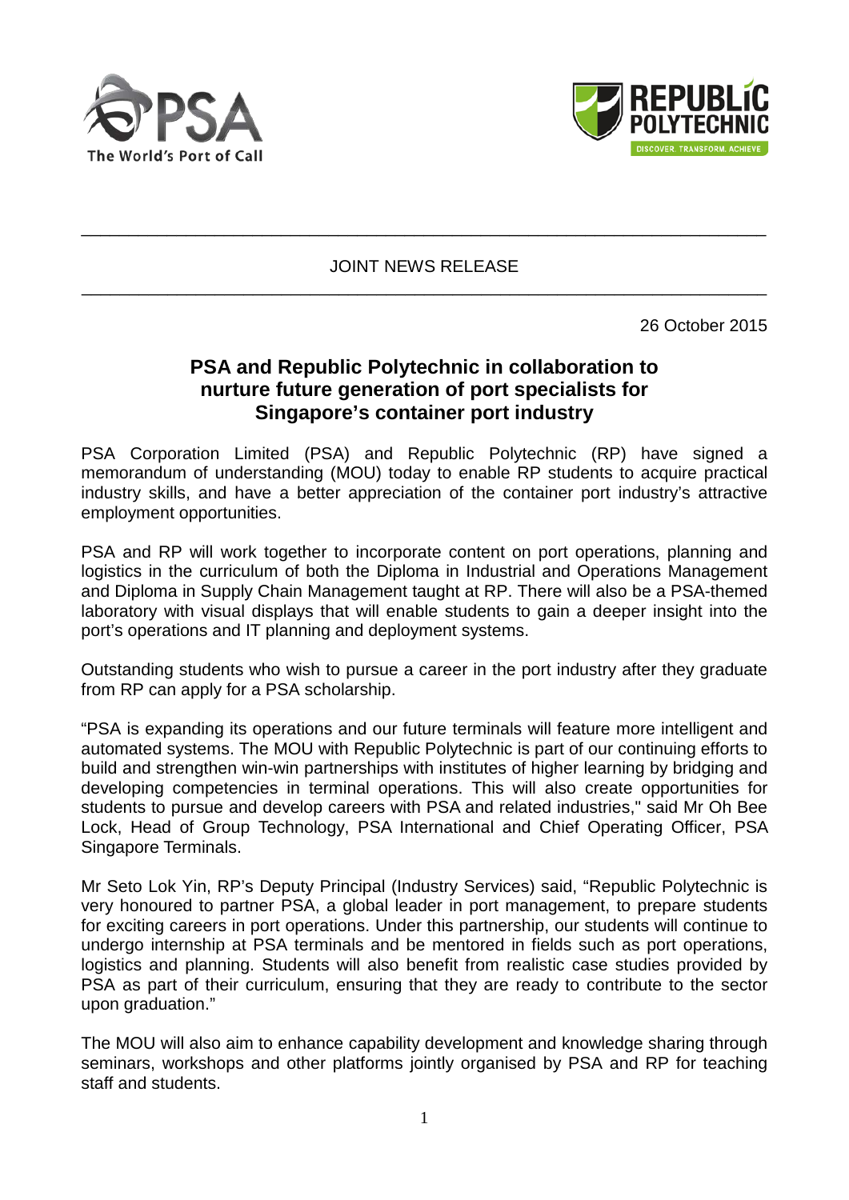JOINT NEWS RELEASE

26 October 2015

# PSA and Republic Polytechnic in collaboration to nurture future generation of port specialists for Singapore's container port industry

PSA Corporation Limited (PSA) and Republic Polytechnic (RP) have signed a memorandum of understanding (MOU) today to enable RP students to acquire practical industry skills, and have a better appreciation of the container port industry's attractive employment opportunities.

PSA and RP will work together to incorporate content on port operations, planning and logistics in the curriculum of both the Diploma in Industrial and Operations Management and Diploma in Supply Chain Management taught at RP. There will also be a PSA-themed laboratory with visual displays that will enable students to gain a deeper insight into the port's operations and IT planning and deployment systems.

Outstanding students who wish to pursue a career in the port industry after they graduate from RP can apply for a PSA scholarship.

"PSA is expanding its operations and our future terminals will feature more intelligent and automated systems. The MOU with Republic Polytechnic is part of our continuing efforts to build and strengthen win-win partnerships with institutes of higher learning by bridging and developing competencies in terminal operations. This will also create opportunities for students to pursue and develop careers with PSA and related industries," said Mr Oh Bee Lock, Head of Group Technology, PSA International and Chief Operating Officer, PSA Singapore Terminals.

Mr Seto Lok Yin, RP's Deputy Principal (Industry Services) said, "Republic Polytechnic is very honoured to partner PSA, a global leader in port management, to prepare students for exciting careers in port operations. Under this partnership, our students will continue to undergo internship at PSA terminals and be mentored in fields such as port operations, logistics and planning. Students will also benefit from realistic case studies provided by PSA as part of their curriculum, ensuring that they are ready to contribute to the sector upon graduation."

The MOU will also aim to enhance capability development and knowledge sharing through seminars, workshops and other platforms jointly organised by PSA and RP for teaching staff and students.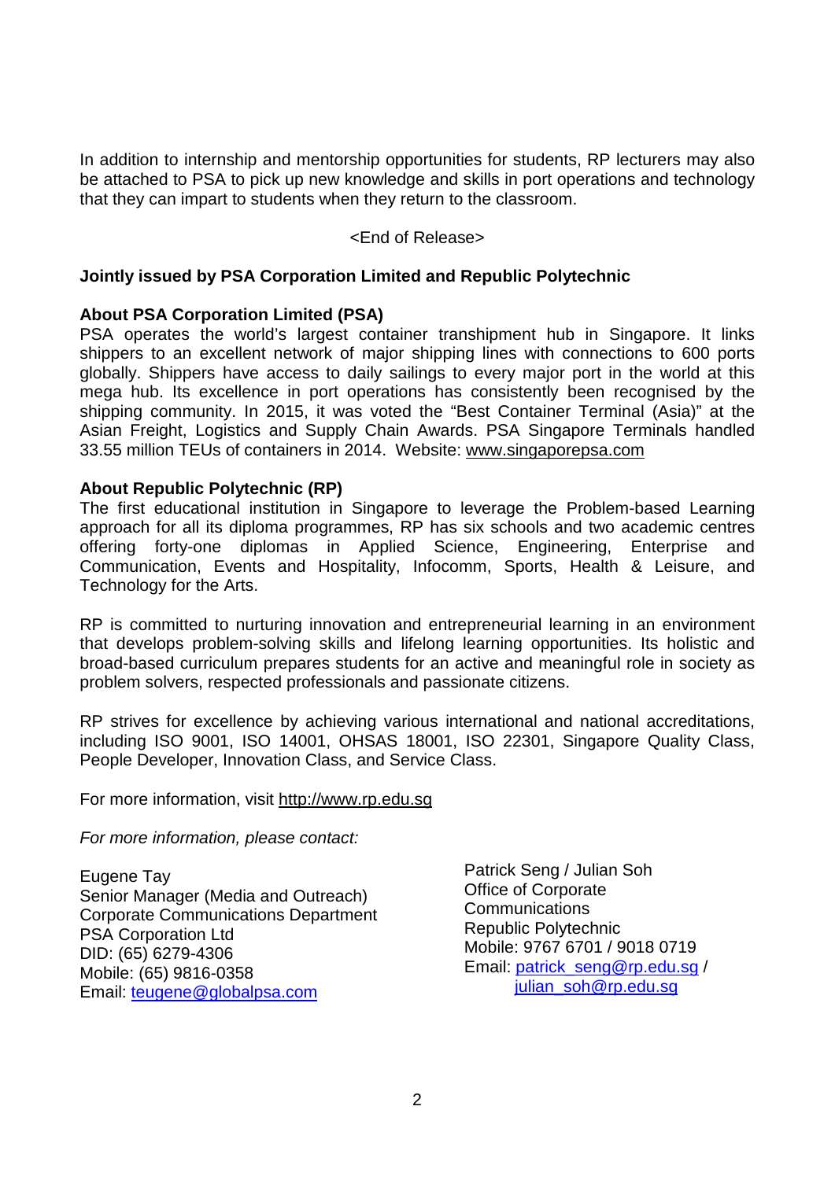In addition to internship and mentorship opportunities for students, RP lecturers may also be attached to PSA to pick up new knowledge and skills in port operations and technology that they can impart to students when they return to the classroom.

<End of Release>

**Jointly issued by PSA Corporation Limited and Republic Polytechnic**

**About PSA Corporation Limited (PSA)**

PSA operates the world's largest container transhipment hub in Singapore. It links shippers to an excellent network of major shipping lines with connections to 600 ports globally. Shippers have access to daily sailings to every major port in the world at this mega hub. Its excellence in port operations has consistently been recognised by the shipping community. In 2015, it was voted the "Best Container Terminal (Asia)" at the Asian Freight, Logistics and Supply Chain Awards. PSA Singapore Terminals handled 33.55 million TEUs of containers in 2014. Website: www.singaporepsa.com

**About Republic Polytechnic (RP)**

The first educational institution in Singapore to leverage the Problem-based Learning approach for all its diploma programmes, RP has six schools and two academic centres offering forty-one diplomas in Applied Science, Engineering, Enterprise and Communication, Events and Hospitality, Infocomm, Sports, Health & Leisure, and Technology for the Arts.

RP is committed to nurturing innovation and entrepreneurial learning in an environment that develops problem-solving skills and lifelong learning opportunities. Its holistic and broad-based curriculum prepares students for an active and meaningful role in society as problem solvers, respected professionals and passionate citizens.

RP strives for excellence by achieving various international and national accreditations, including ISO 9001, ISO 14001, OHSAS 18001, ISO 22301, Singapore Quality Class, People Developer, Innovation Class, and Service Class.

For more information, visit http://www.rp.edu.sg

*For more information, please contact:*

Eugene Tay
Senior Manager (Media and Outreach)
Corporate Communications Department
PSA Corporation Ltd
DID: (65) 6279-4306
Mobile: (65) 9816-0358
Email: teugene@globalpsa.com

Patrick Seng / Julian Soh
Office of Corporate Communications
Republic Polytechnic
Mobile: 9767 6701 / 9018 0719
Email: patrick_seng@rp.edu.sg / julian_soh@rp.edu.sg